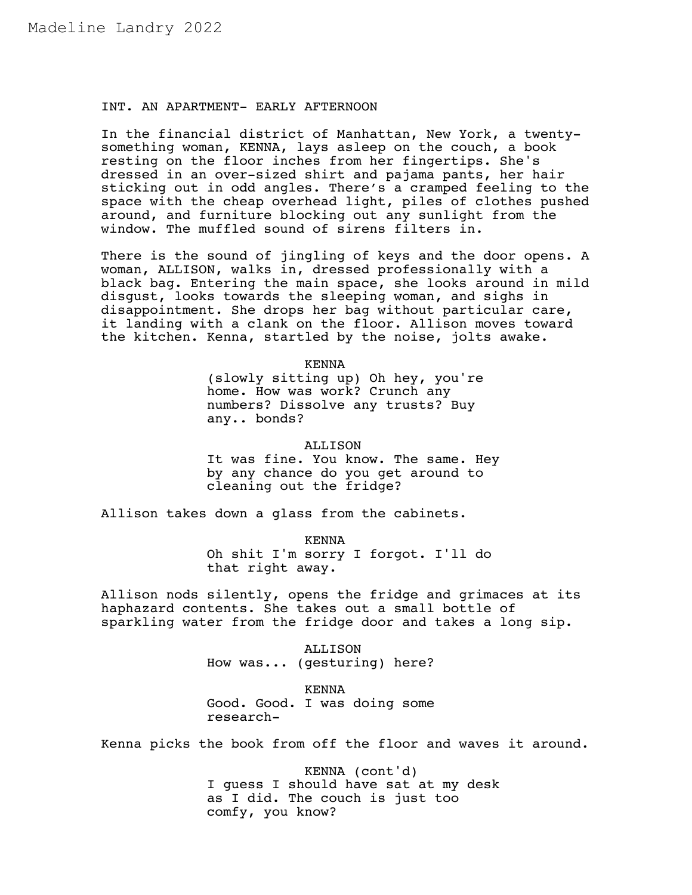Madeline Landry 2022

INT. AN APARTMENT- EARLY AFTERNOON

In the financial district of Manhattan, New York, a twenty-something woman, KENNA, lays asleep on the couch, a book resting on the floor inches from her fingertips. She's dressed in an over-sized shirt and pajama pants, her hair sticking out in odd angles. There's a cramped feeling to the space with the cheap overhead light, piles of clothes pushed around, and furniture blocking out any sunlight from the window. The muffled sound of sirens filters in.

There is the sound of jingling of keys and the door opens. A woman, ALLISON, walks in, dressed professionally with a black bag. Entering the main space, she looks around in mild disgust, looks towards the sleeping woman, and sighs in disappointment. She drops her bag without particular care, it landing with a clank on the floor. Allison moves toward the kitchen. Kenna, startled by the noise, jolts awake.

KENNA
(slowly sitting up) Oh hey, you're home. How was work? Crunch any numbers? Dissolve any trusts? Buy any.. bonds?

ALLISON
It was fine. You know. The same. Hey by any chance do you get around to cleaning out the fridge?

Allison takes down a glass from the cabinets.

KENNA
Oh shit I'm sorry I forgot. I'll do that right away.

Allison nods silently, opens the fridge and grimaces at its haphazard contents. She takes out a small bottle of sparkling water from the fridge door and takes a long sip.

ALLISON
How was... (gesturing) here?

KENNA
Good. Good. I was doing some research-

Kenna picks the book from off the floor and waves it around.

KENNA (cont'd)
I guess I should have sat at my desk as I did. The couch is just too comfy, you know?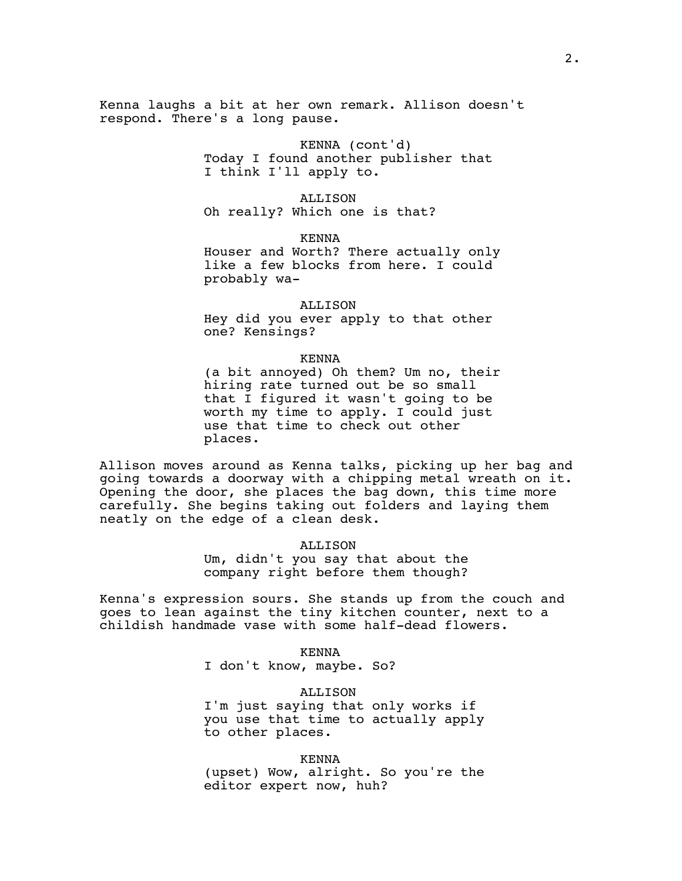Kenna laughs a bit at her own remark. Allison doesn't respond. There's a long pause.

KENNA (cont'd)
Today I found another publisher that I think I'll apply to.

ALLISON
Oh really? Which one is that?

KENNA
Houser and Worth? There actually only like a few blocks from here. I could probably wa-

ALLISON
Hey did you ever apply to that other one? Kensings?

KENNA
(a bit annoyed) Oh them? Um no, their hiring rate turned out be so small that I figured it wasn't going to be worth my time to apply. I could just use that time to check out other places.

Allison moves around as Kenna talks, picking up her bag and going towards a doorway with a chipping metal wreath on it. Opening the door, she places the bag down, this time more carefully. She begins taking out folders and laying them neatly on the edge of a clean desk.

ALLISON
Um, didn't you say that about the company right before them though?

Kenna's expression sours. She stands up from the couch and goes to lean against the tiny kitchen counter, next to a childish handmade vase with some half-dead flowers.

KENNA
I don't know, maybe. So?

ALLISON
I'm just saying that only works if you use that time to actually apply to other places.

KENNA
(upset) Wow, alright. So you're the editor expert now, huh?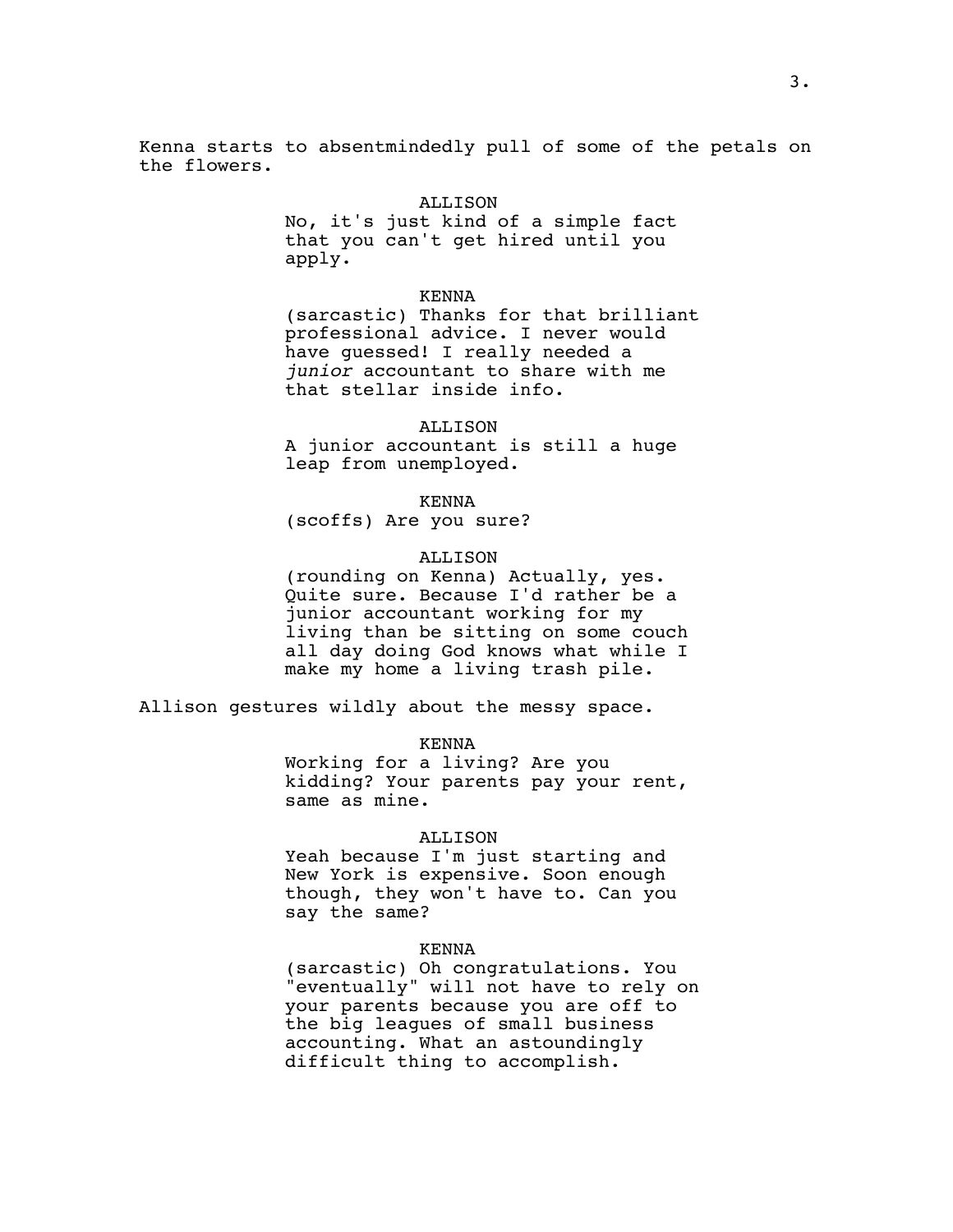Kenna starts to absentmindedly pull of some of the petals on the flowers.

ALLISON
No, it's just kind of a simple fact that you can't get hired until you apply.

KENNA
(sarcastic) Thanks for that brilliant professional advice. I never would have guessed! I really needed a *junior* accountant to share with me that stellar inside info.

ALLISON
A junior accountant is still a huge leap from unemployed.

KENNA
(scoffs) Are you sure?

ALLISON
(rounding on Kenna) Actually, yes. Quite sure. Because I'd rather be a junior accountant working for my living than be sitting on some couch all day doing God knows what while I make my home a living trash pile.

Allison gestures wildly about the messy space.

KENNA
Working for a living? Are you kidding? Your parents pay your rent, same as mine.

ALLISON
Yeah because I'm just starting and New York is expensive. Soon enough though, they won't have to. Can you say the same?

KENNA
(sarcastic) Oh congratulations. You "eventually" will not have to rely on your parents because you are off to the big leagues of small business accounting. What an astoundingly difficult thing to accomplish.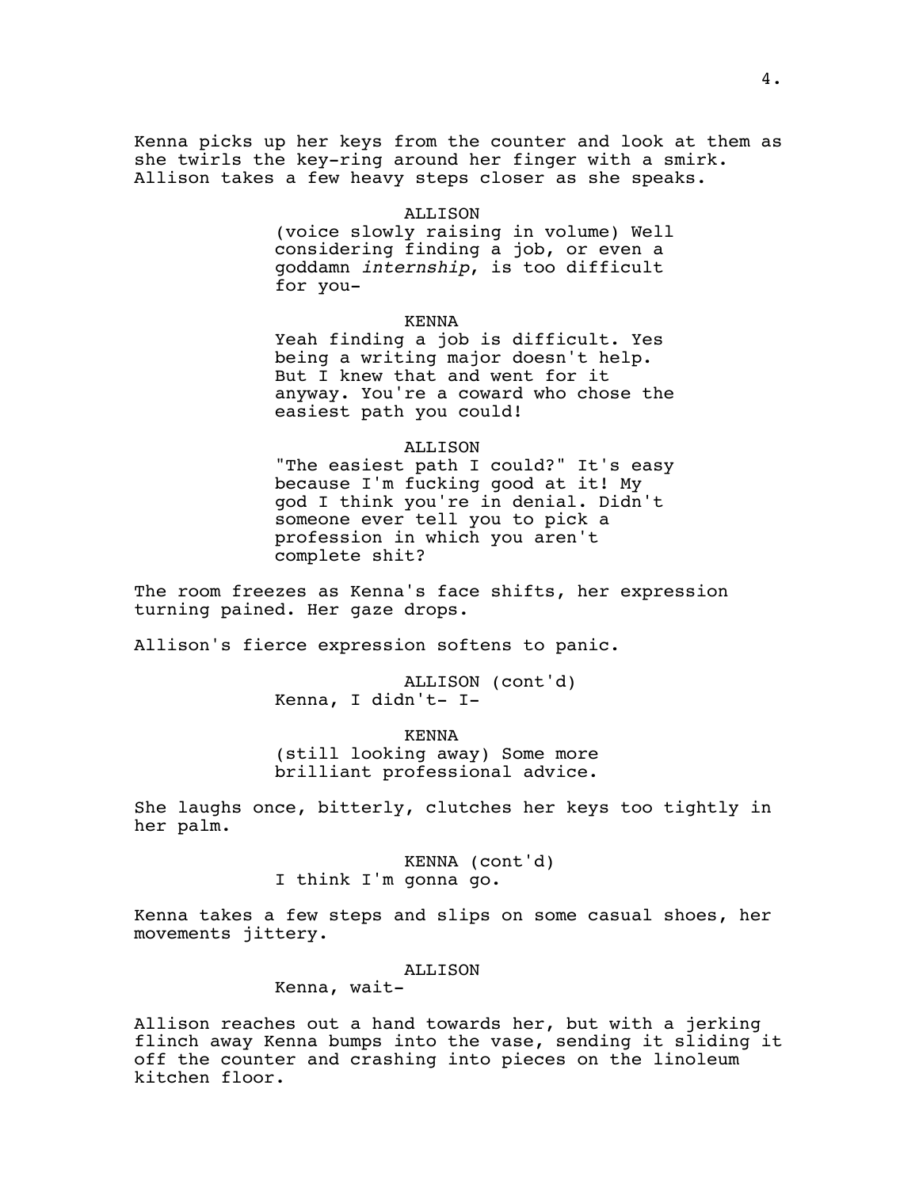Kenna picks up her keys from the counter and look at them as she twirls the key-ring around her finger with a smirk. Allison takes a few heavy steps closer as she speaks.

ALLISON

(voice slowly raising in volume) Well considering finding a job, or even a goddamn *internship*, is too difficult for you-

KENNA

Yeah finding a job is difficult. Yes being a writing major doesn't help. But I knew that and went for it anyway. You're a coward who chose the easiest path you could!

ALLISON

"The easiest path I could?" It's easy because I'm fucking good at it! My god I think you're in denial. Didn't someone ever tell you to pick a profession in which you aren't complete shit?

The room freezes as Kenna's face shifts, her expression turning pained. Her gaze drops.

Allison's fierce expression softens to panic.

ALLISON (cont'd)

Kenna, I didn't- I-

KENNA

(still looking away) Some more brilliant professional advice.

She laughs once, bitterly, clutches her keys too tightly in her palm.

KENNA (cont'd)

I think I'm gonna go.

Kenna takes a few steps and slips on some casual shoes, her movements jittery.

ALLISON

Kenna, wait-

Allison reaches out a hand towards her, but with a jerking flinch away Kenna bumps into the vase, sending it sliding it off the counter and crashing into pieces on the linoleum kitchen floor.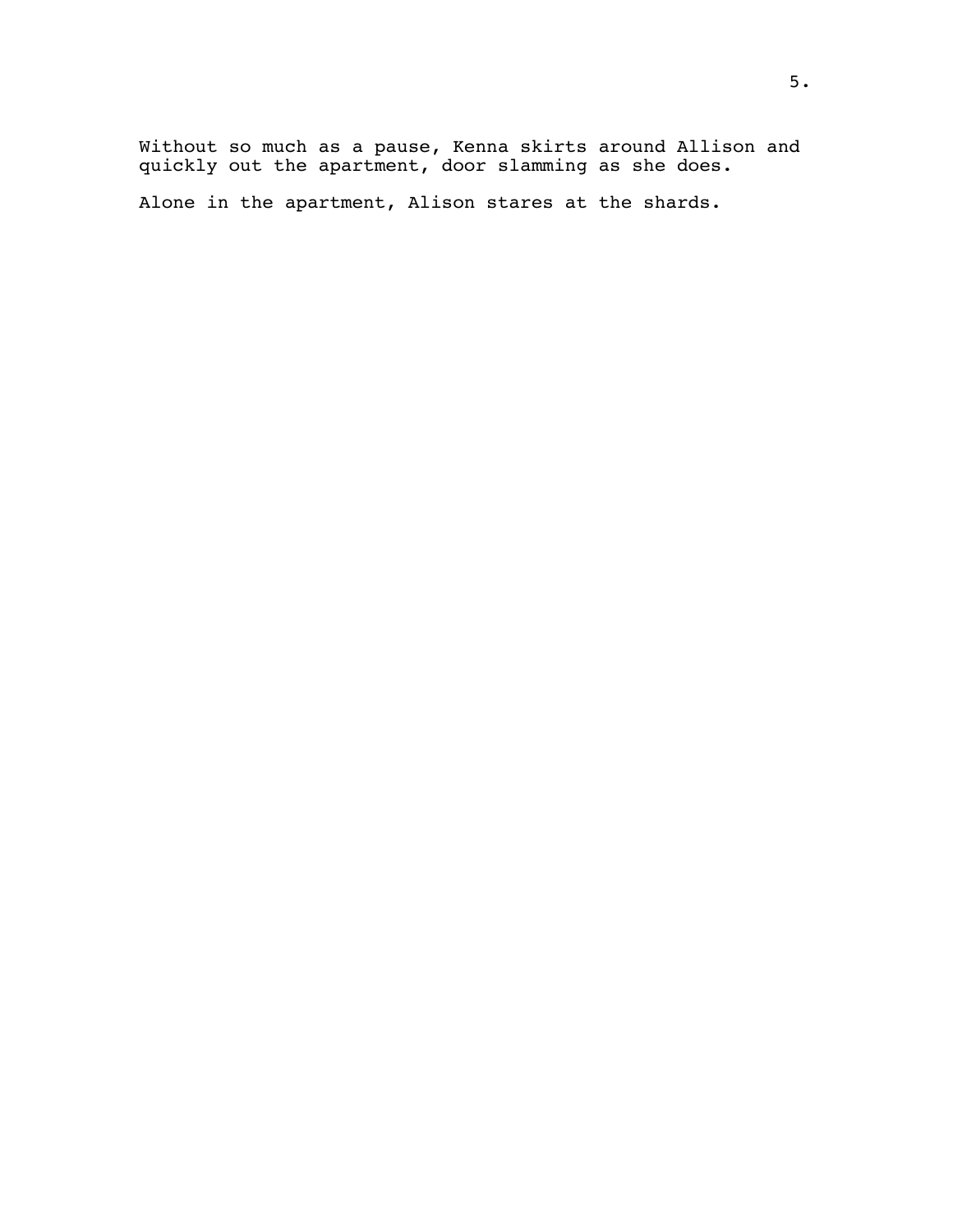Without so much as a pause, Kenna skirts around Allison and quickly out the apartment, door slamming as she does.

Alone in the apartment, Alison stares at the shards.